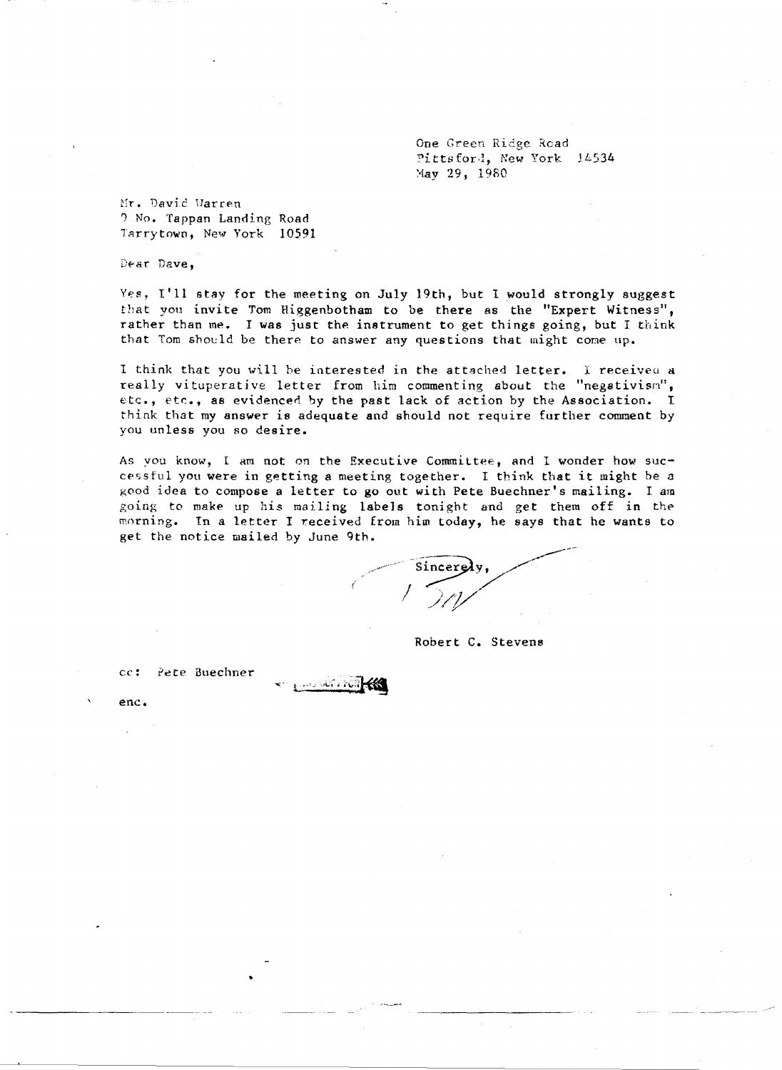One Green Ridge Road
Pittsford, New York 14534
May 29, 1980

Mr. David Warren
9 No. Tappan Landing Road
Tarrytown, New York 10591

Dear Dave,

Yes, I'll stay for the meeting on July 19th, but I would strongly suggest that you invite Tom Higgenbotham to be there as the "Expert Witness", rather than me. I was just the instrument to get things going, but I think that Tom should be there to answer any questions that might come up.

I think that you will be interested in the attached letter. I received a really vituperative letter from him commenting about the "negativism", etc., etc., as evidenced by the past lack of action by the Association. I think that my answer is adequate and should not require further comment by you unless you so desire.

As you know, I am not on the Executive Committee, and I wonder how successful you were in getting a meeting together. I think that it might be a good idea to compose a letter to go out with Pete Buechner's mailing. I am going to make up his mailing labels tonight and get them off in the morning. In a letter I received from him today, he says that he wants to get the notice mailed by June 9th.

Sincerely,

Robert C. Stevens

cc: Pete Buechner

enc.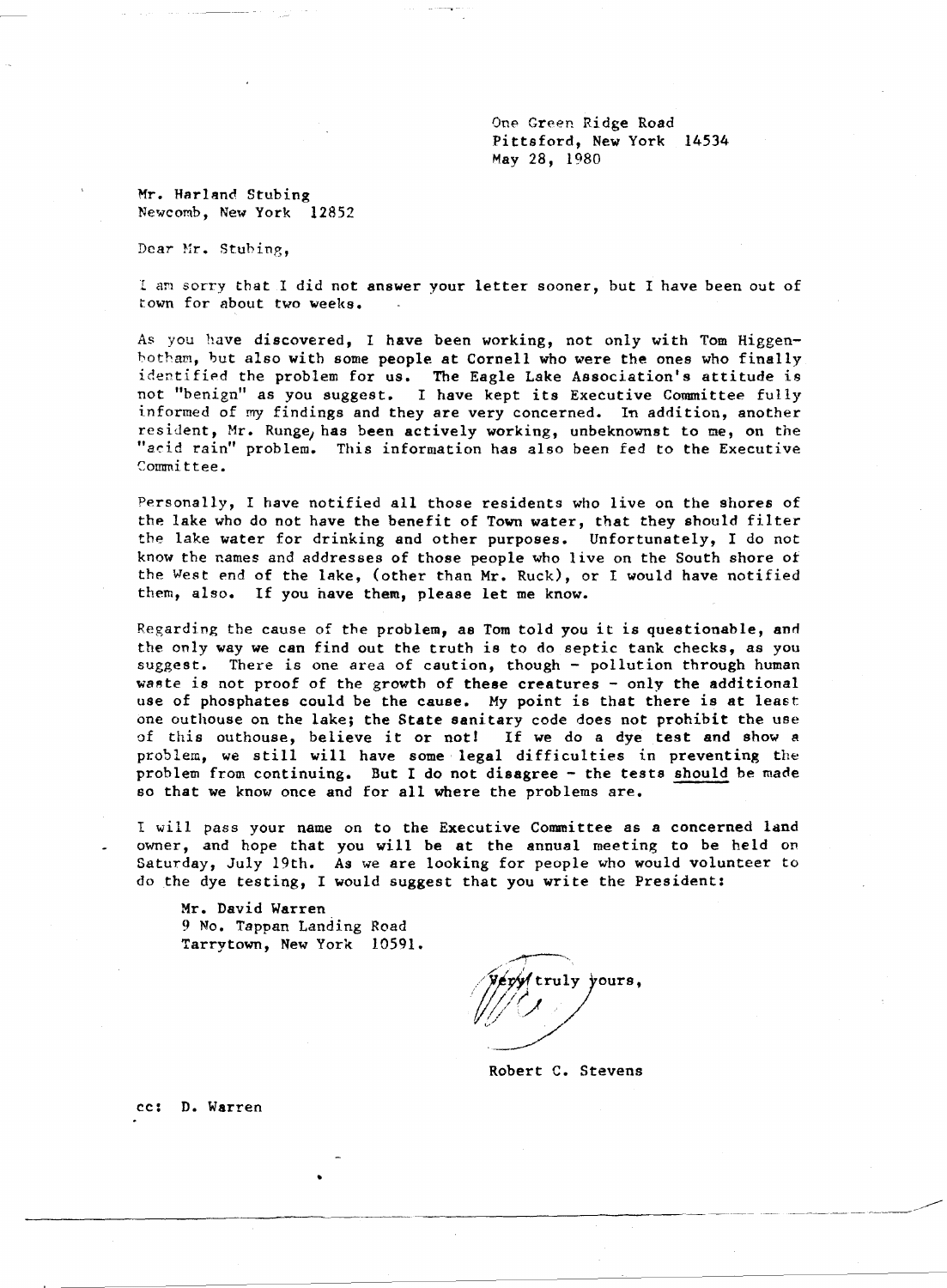One Green Ridge Road
Pittsford, New York 14534
May 28, 1980

Mr. Harland Stubing
Newcomb, New York 12852

Dear Mr. Stubing,

I am sorry that I did not answer your letter sooner, but I have been out of town for about two weeks.

As you have discovered, I have been working, not only with Tom Higgenbotham, but also with some people at Cornell who were the ones who finally identified the problem for us. The Eagle Lake Association's attitude is not "benign" as you suggest. I have kept its Executive Committee fully informed of my findings and they are very concerned. In addition, another resident, Mr. Runge, has been actively working, unbeknownst to me, on the "acid rain" problem. This information has also been fed to the Executive Committee.

Personally, I have notified all those residents who live on the shores of the lake who do not have the benefit of Town water, that they should filter the lake water for drinking and other purposes. Unfortunately, I do not know the names and addresses of those people who live on the South shore of the West end of the lake, (other than Mr. Ruck), or I would have notified them, also. If you have them, please let me know.

Regarding the cause of the problem, as Tom told you it is questionable, and the only way we can find out the truth is to do septic tank checks, as you suggest. There is one area of caution, though - pollution through human waste is not proof of the growth of these creatures - only the additional use of phosphates could be the cause. My point is that there is at least one outhouse on the lake; the State sanitary code does not prohibit the use of this outhouse, believe it or not! If we do a dye test and show a problem, we still will have some legal difficulties in preventing the problem from continuing. But I do not disagree - the tests <u>should</u> be made so that we know once and for all where the problems are.

I will pass your name on to the Executive Committee as a concerned land owner, and hope that you will be at the annual meeting to be held on Saturday, July 19th. As we are looking for people who would volunteer to do the dye testing, I would suggest that you write the President:

Mr. David Warren
9 No. Tappan Landing Road
Tarrytown, New York 10591.

Very truly yours,

Robert C. Stevens

cc: D. Warren